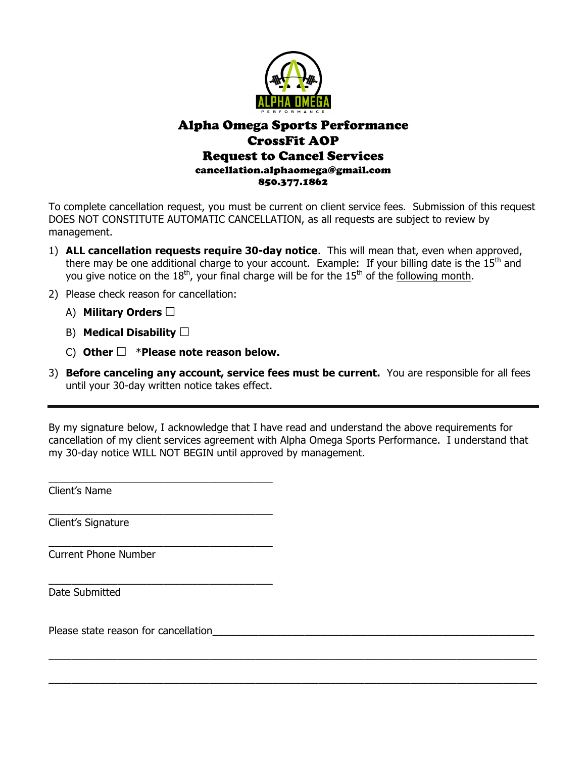# Alpha Omega Sports Performance
# CrossFit AOP
# Request to Cancel Services

**cancellation.alphaomega@gmail.com**
**850.377.1862**

To complete cancellation request, you must be current on client service fees. Submission of this request DOES NOT CONSTITUTE AUTOMATIC CANCELLATION, as all requests are subject to review by management.

1) **ALL cancellation requests require 30-day notice**. This will mean that, even when approved, there may be one additional charge to your account. Example: If your billing date is the 15th and you give notice on the 18th, your final charge will be for the 15th of the following month.
2) Please check reason for cancellation:
   A) **Military Orders** ☐
   B) **Medical Disability** ☐
   C) **Other** ☐ ***Please note reason below.**
3) **Before canceling any account, service fees must be current.** You are responsible for all fees until your 30-day written notice takes effect.

---

By my signature below, I acknowledge that I have read and understand the above requirements for cancellation of my client services agreement with Alpha Omega Sports Performance. I understand that my 30-day notice WILL NOT BEGIN until approved by management.

________________________________________
Client's Name

________________________________________
Client's Signature

________________________________________
Current Phone Number

________________________________________
Date Submitted

Please state reason for cancellation____________________________________________________________

______________________________________________________________________________________

______________________________________________________________________________________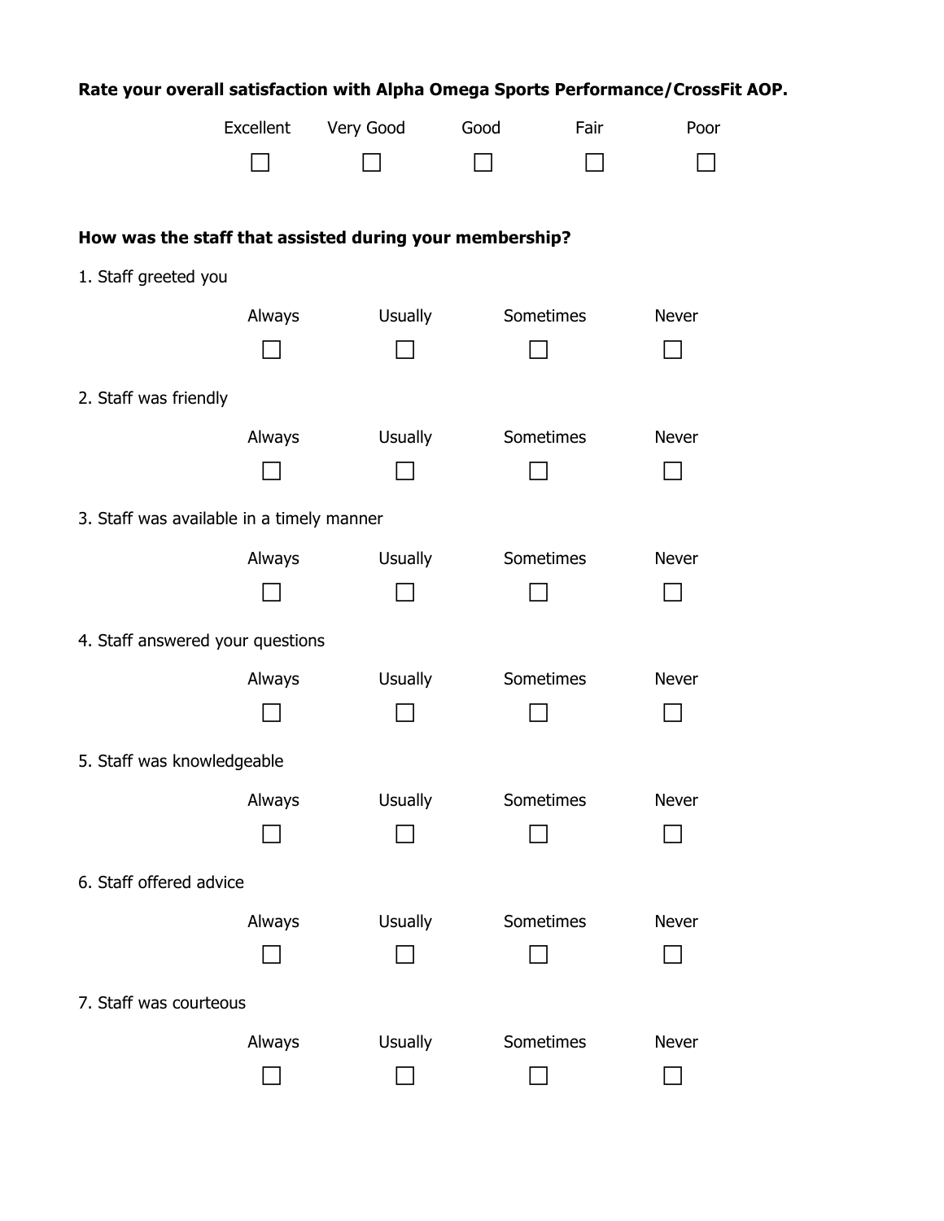**Rate your overall satisfaction with Alpha Omega Sports Performance/CrossFit AOP.**

| Excellent | Very Good | Good | Fair | Poor |
| --- | --- | --- | --- | --- |
| ☐ | ☐ | ☐ | ☐ | ☐ |

**How was the staff that assisted during your membership?**

1. Staff greeted you

| Always | Usually | Sometimes | Never |
| --- | --- | --- | --- |
| ☐ | ☐ | ☐ | ☐ |

2. Staff was friendly

| Always | Usually | Sometimes | Never |
| --- | --- | --- | --- |
| ☐ | ☐ | ☐ | ☐ |

3. Staff was available in a timely manner

| Always | Usually | Sometimes | Never |
| --- | --- | --- | --- |
| ☐ | ☐ | ☐ | ☐ |

4. Staff answered your questions

| Always | Usually | Sometimes | Never |
| --- | --- | --- | --- |
| ☐ | ☐ | ☐ | ☐ |

5. Staff was knowledgeable

| Always | Usually | Sometimes | Never |
| --- | --- | --- | --- |
| ☐ | ☐ | ☐ | ☐ |

6. Staff offered advice

| Always | Usually | Sometimes | Never |
| --- | --- | --- | --- |
| ☐ | ☐ | ☐ | ☐ |

7. Staff was courteous

| Always | Usually | Sometimes | Never |
| --- | --- | --- | --- |
| ☐ | ☐ | ☐ | ☐ |